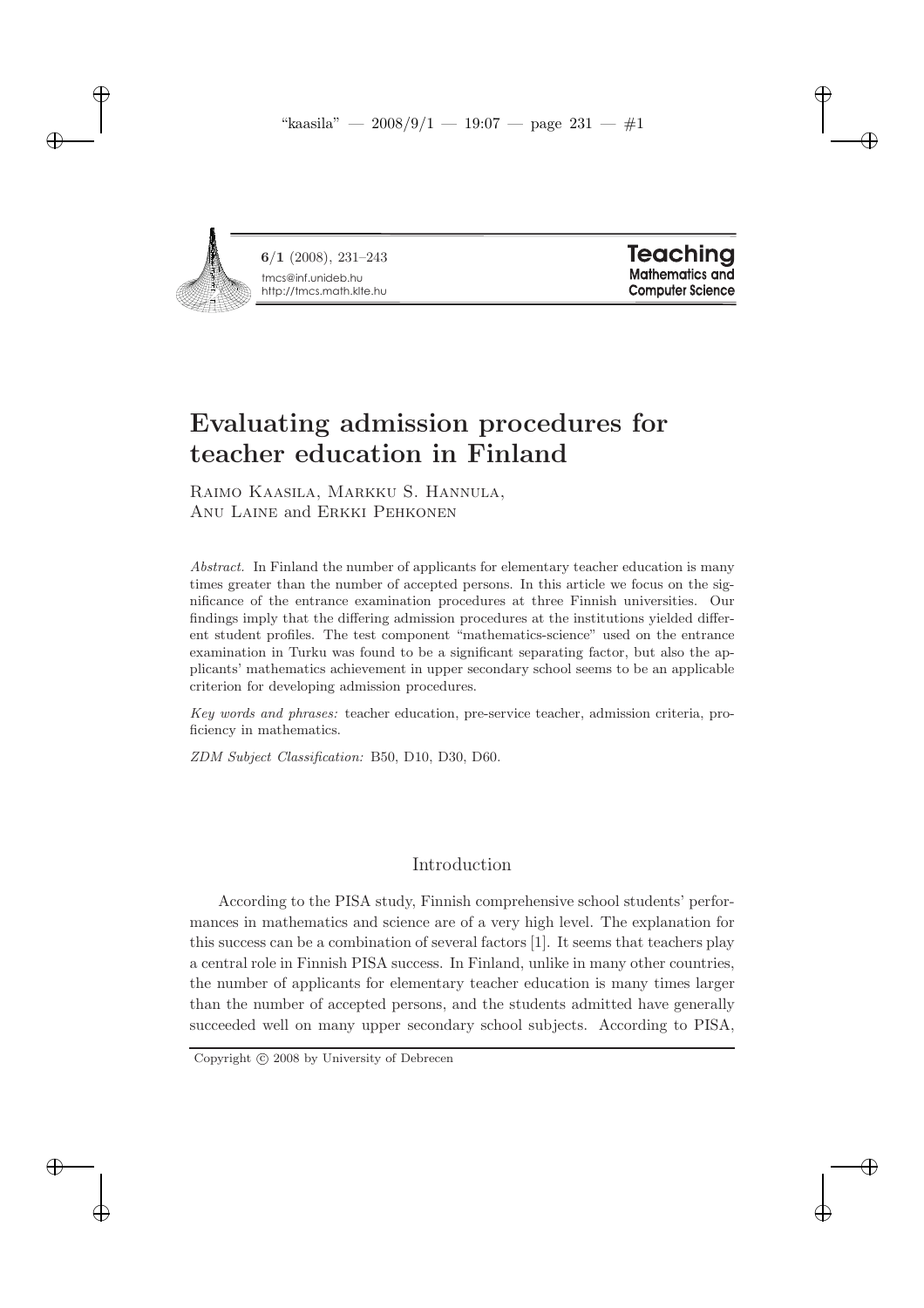# Evaluating admission procedures for teacher education in Finland

Raimo Kaasila, Markku S. Hannula, Anu Laine and Erkki Pehkonen

*Abstract.* In Finland the number of applicants for elementary teacher education is many times greater than the number of accepted persons. In this article we focus on the significance of the entrance examination procedures at three Finnish universities. Our findings imply that the differing admission procedures at the institutions yielded different student profiles. The test component "mathematics-science" used on the entrance examination in Turku was found to be a significant separating factor, but also the applicants' mathematics achievement in upper secondary school seems to be an applicable criterion for developing admission procedures.

*Key words and phrases:* teacher education, pre-service teacher, admission criteria, proficiency in mathematics.

*ZDM Subject Classification:* B50, D10, D30, D60.

## Introduction

According to the PISA study, Finnish comprehensive school students' performances in mathematics and science are of a very high level. The explanation for this success can be a combination of several factors [1]. It seems that teachers play a central role in Finnish PISA success. In Finland, unlike in many other countries, the number of applicants for elementary teacher education is many times larger than the number of accepted persons, and the students admitted have generally succeeded well on many upper secondary school subjects. According to PISA,

Copyright © 2008 by University of Debrecen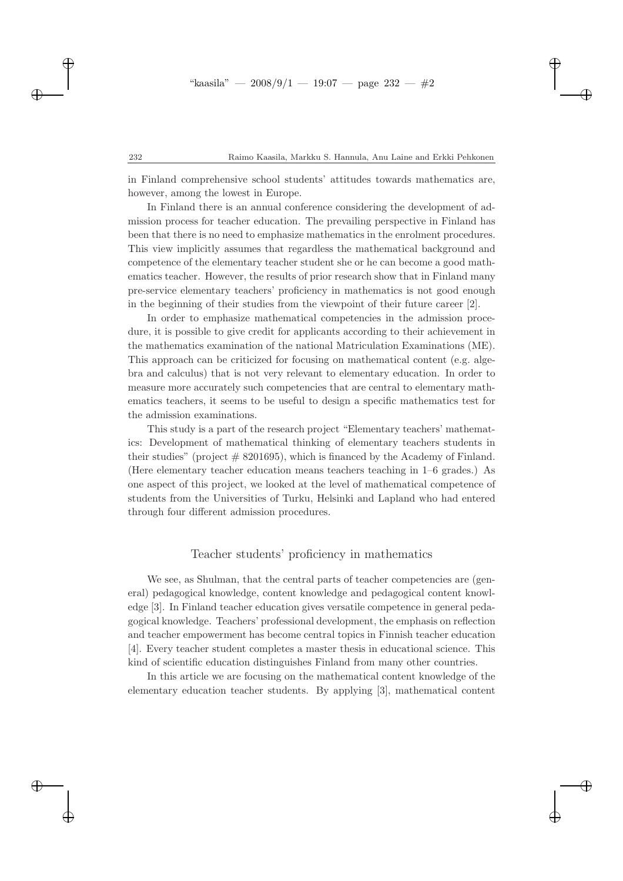in Finland comprehensive school students' attitudes towards mathematics are, however, among the lowest in Europe.

In Finland there is an annual conference considering the development of admission process for teacher education. The prevailing perspective in Finland has been that there is no need to emphasize mathematics in the enrolment procedures. This view implicitly assumes that regardless the mathematical background and competence of the elementary teacher student she or he can become a good mathematics teacher. However, the results of prior research show that in Finland many pre-service elementary teachers' proficiency in mathematics is not good enough in the beginning of their studies from the viewpoint of their future career [2].

In order to emphasize mathematical competencies in the admission procedure, it is possible to give credit for applicants according to their achievement in the mathematics examination of the national Matriculation Examinations (ME). This approach can be criticized for focusing on mathematical content (e.g. algebra and calculus) that is not very relevant to elementary education. In order to measure more accurately such competencies that are central to elementary mathematics teachers, it seems to be useful to design a specific mathematics test for the admission examinations.

This study is a part of the research project "Elementary teachers' mathematics: Development of mathematical thinking of elementary teachers students in their studies" (project # 8201695), which is financed by the Academy of Finland. (Here elementary teacher education means teachers teaching in 1–6 grades.) As one aspect of this project, we looked at the level of mathematical competence of students from the Universities of Turku, Helsinki and Lapland who had entered through four different admission procedures.

## Teacher students' proficiency in mathematics

We see, as Shulman, that the central parts of teacher competencies are (general) pedagogical knowledge, content knowledge and pedagogical content knowledge [3]. In Finland teacher education gives versatile competence in general pedagogical knowledge. Teachers' professional development, the emphasis on reflection and teacher empowerment has become central topics in Finnish teacher education [4]. Every teacher student completes a master thesis in educational science. This kind of scientific education distinguishes Finland from many other countries.

In this article we are focusing on the mathematical content knowledge of the elementary education teacher students. By applying [3], mathematical content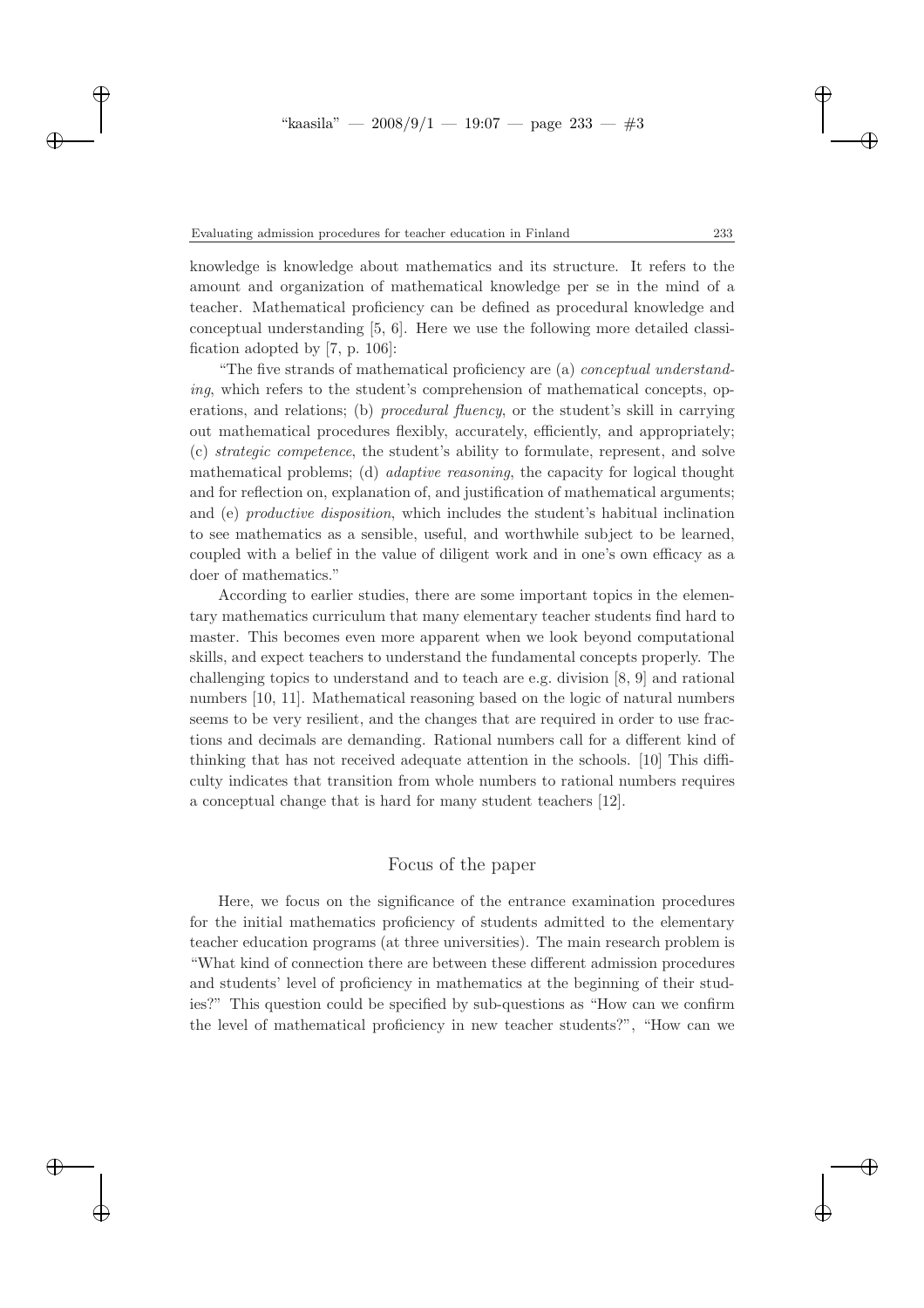knowledge is knowledge about mathematics and its structure. It refers to the amount and organization of mathematical knowledge per se in the mind of a teacher. Mathematical proficiency can be defined as procedural knowledge and conceptual understanding [5, 6]. Here we use the following more detailed classification adopted by [7, p. 106]:

"The five strands of mathematical proficiency are (a) *conceptual understanding*, which refers to the student's comprehension of mathematical concepts, operations, and relations; (b) *procedural fluency*, or the student's skill in carrying out mathematical procedures flexibly, accurately, efficiently, and appropriately; (c) *strategic competence*, the student's ability to formulate, represent, and solve mathematical problems; (d) *adaptive reasoning*, the capacity for logical thought and for reflection on, explanation of, and justification of mathematical arguments; and (e) *productive disposition*, which includes the student's habitual inclination to see mathematics as a sensible, useful, and worthwhile subject to be learned, coupled with a belief in the value of diligent work and in one's own efficacy as a doer of mathematics."

According to earlier studies, there are some important topics in the elementary mathematics curriculum that many elementary teacher students find hard to master. This becomes even more apparent when we look beyond computational skills, and expect teachers to understand the fundamental concepts properly. The challenging topics to understand and to teach are e.g. division [8, 9] and rational numbers [10, 11]. Mathematical reasoning based on the logic of natural numbers seems to be very resilient, and the changes that are required in order to use fractions and decimals are demanding. Rational numbers call for a different kind of thinking that has not received adequate attention in the schools. [10] This difficulty indicates that transition from whole numbers to rational numbers requires a conceptual change that is hard for many student teachers [12].

## Focus of the paper

Here, we focus on the significance of the entrance examination procedures for the initial mathematics proficiency of students admitted to the elementary teacher education programs (at three universities). The main research problem is "What kind of connection there are between these different admission procedures and students' level of proficiency in mathematics at the beginning of their studies?" This question could be specified by sub-questions as "How can we confirm the level of mathematical proficiency in new teacher students?", "How can we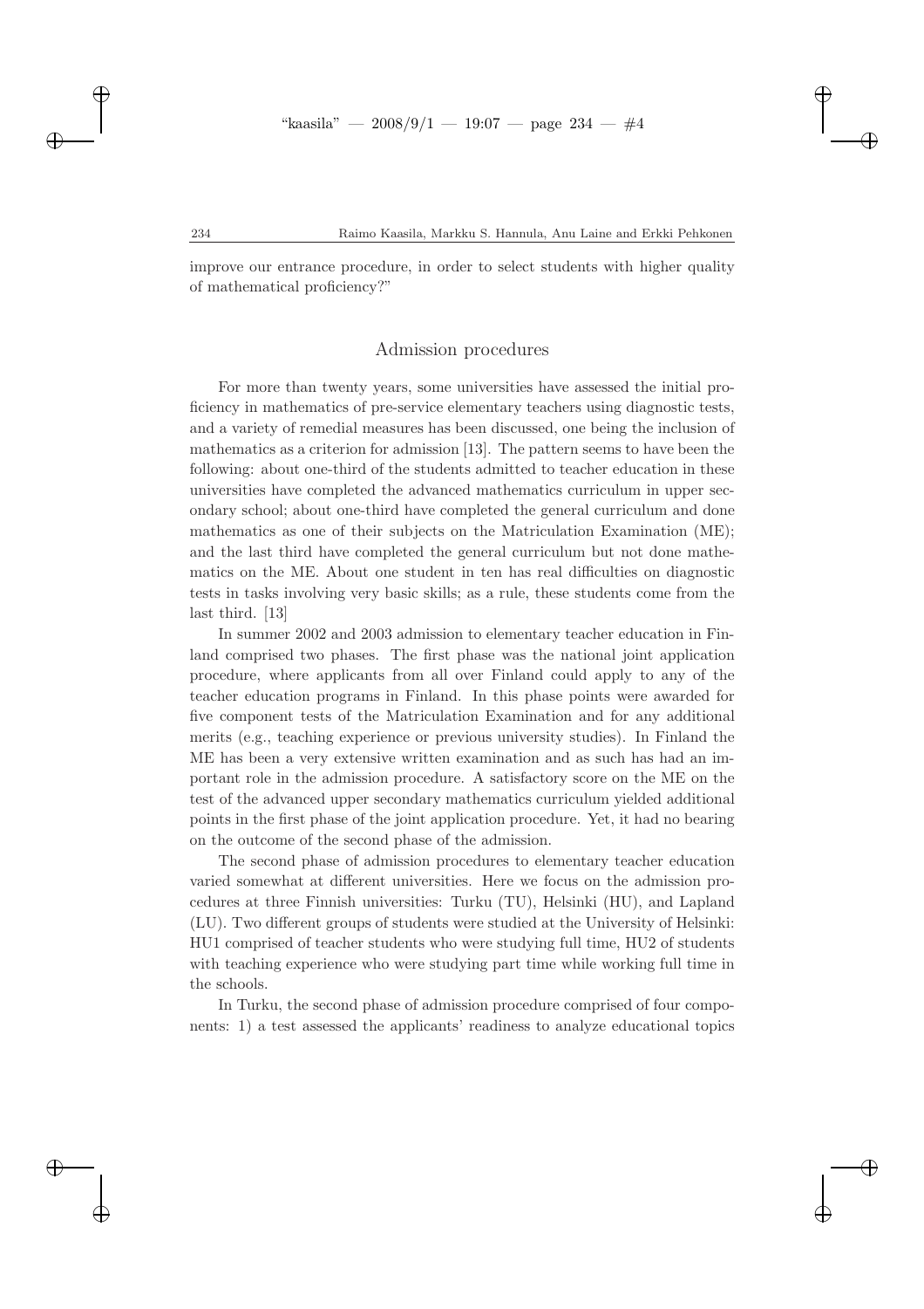improve our entrance procedure, in order to select students with higher quality of mathematical proficiency?"

## Admission procedures

For more than twenty years, some universities have assessed the initial proficiency in mathematics of pre-service elementary teachers using diagnostic tests, and a variety of remedial measures has been discussed, one being the inclusion of mathematics as a criterion for admission [13]. The pattern seems to have been the following: about one-third of the students admitted to teacher education in these universities have completed the advanced mathematics curriculum in upper secondary school; about one-third have completed the general curriculum and done mathematics as one of their subjects on the Matriculation Examination (ME); and the last third have completed the general curriculum but not done mathematics on the ME. About one student in ten has real difficulties on diagnostic tests in tasks involving very basic skills; as a rule, these students come from the last third. [13]

In summer 2002 and 2003 admission to elementary teacher education in Finland comprised two phases. The first phase was the national joint application procedure, where applicants from all over Finland could apply to any of the teacher education programs in Finland. In this phase points were awarded for five component tests of the Matriculation Examination and for any additional merits (e.g., teaching experience or previous university studies). In Finland the ME has been a very extensive written examination and as such has had an important role in the admission procedure. A satisfactory score on the ME on the test of the advanced upper secondary mathematics curriculum yielded additional points in the first phase of the joint application procedure. Yet, it had no bearing on the outcome of the second phase of the admission.

The second phase of admission procedures to elementary teacher education varied somewhat at different universities. Here we focus on the admission procedures at three Finnish universities: Turku (TU), Helsinki (HU), and Lapland (LU). Two different groups of students were studied at the University of Helsinki: HU1 comprised of teacher students who were studying full time, HU2 of students with teaching experience who were studying part time while working full time in the schools.

In Turku, the second phase of admission procedure comprised of four components: 1) a test assessed the applicants' readiness to analyze educational topics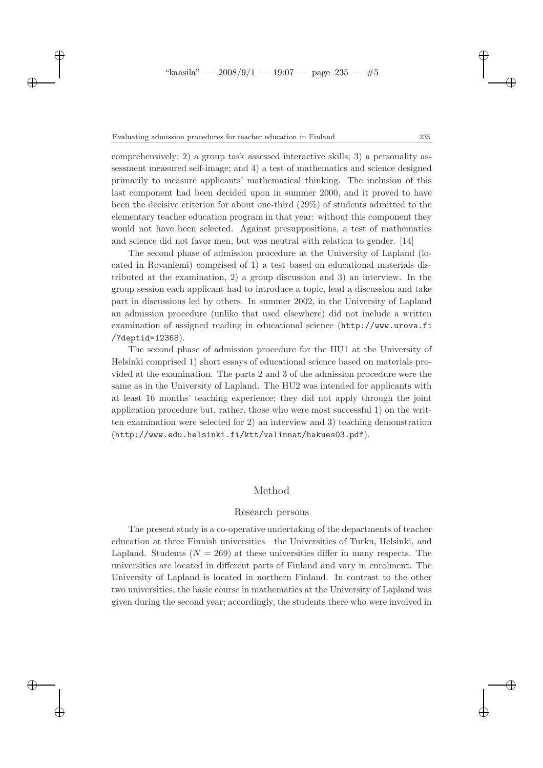comprehensively; 2) a group task assessed interactive skills; 3) a personality assessment measured self-image; and 4) a test of mathematics and science designed primarily to measure applicants' mathematical thinking. The inclusion of this last component had been decided upon in summer 2000, and it proved to have been the decisive criterion for about one-third (29%) of students admitted to the elementary teacher education program in that year: without this component they would not have been selected. Against presuppositions, a test of mathematics and science did not favor men, but was neutral with relation to gender. [14]

The second phase of admission procedure at the University of Lapland (located in Rovaniemi) comprised of 1) a test based on educational materials distributed at the examination, 2) a group discussion and 3) an interview. In the group session each applicant had to introduce a topic, lead a discussion and take part in discussions led by others. In summer 2002, in the University of Lapland an admission procedure (unlike that used elsewhere) did not include a written examination of assigned reading in educational science (http://www.urova.fi/?deptid=12368).

The second phase of admission procedure for the HU1 at the University of Helsinki comprised 1) short essays of educational science based on materials provided at the examination. The parts 2 and 3 of the admission procedure were the same as in the University of Lapland. The HU2 was intended for applicants with at least 16 months' teaching experience; they did not apply through the joint application procedure but, rather, those who were most successful 1) on the written examination were selected for 2) an interview and 3) teaching demonstration (http://www.edu.helsinki.fi/ktt/valinnat/hakues03.pdf).

## Method

### Research persons

The present study is a co-operative undertaking of the departments of teacher education at three Finnish universities—the Universities of Turku, Helsinki, and Lapland. Students ($N = 269$) at these universities differ in many respects. The universities are located in different parts of Finland and vary in enrolment. The University of Lapland is located in northern Finland. In contrast to the other two universities, the basic course in mathematics at the University of Lapland was given during the second year; accordingly, the students there who were involved in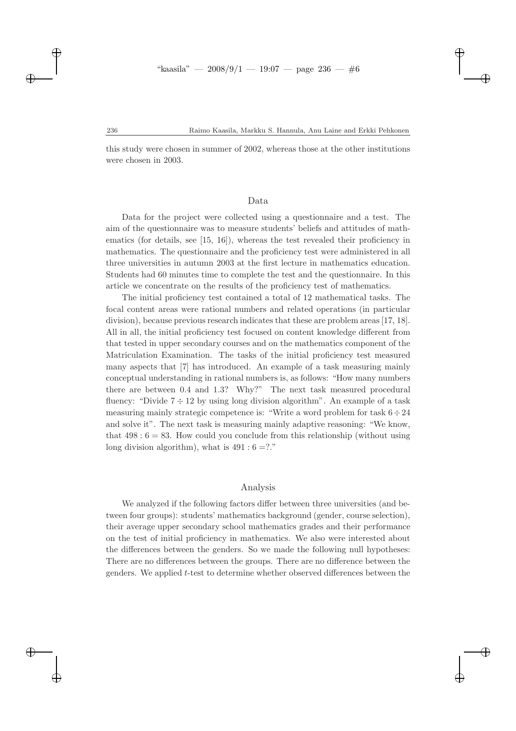this study were chosen in summer of 2002, whereas those at the other institutions were chosen in 2003.

## Data

Data for the project were collected using a questionnaire and a test. The aim of the questionnaire was to measure students' beliefs and attitudes of mathematics (for details, see [15, 16]), whereas the test revealed their proficiency in mathematics. The questionnaire and the proficiency test were administered in all three universities in autumn 2003 at the first lecture in mathematics education. Students had 60 minutes time to complete the test and the questionnaire. In this article we concentrate on the results of the proficiency test of mathematics.

The initial proficiency test contained a total of 12 mathematical tasks. The focal content areas were rational numbers and related operations (in particular division), because previous research indicates that these are problem areas [17, 18]. All in all, the initial proficiency test focused on content knowledge different from that tested in upper secondary courses and on the mathematics component of the Matriculation Examination. The tasks of the initial proficiency test measured many aspects that [7] has introduced. An example of a task measuring mainly conceptual understanding in rational numbers is, as follows: "How many numbers there are between 0.4 and 1.3? Why?" The next task measured procedural fluency: "Divide $7 \div 12$ by using long division algorithm". An example of a task measuring mainly strategic competence is: "Write a word problem for task $6 \div 24$ and solve it". The next task is measuring mainly adaptive reasoning: "We know, that $498 : 6 = 83$. How could you conclude from this relationship (without using long division algorithm), what is $491 : 6 = ?$."

## Analysis

We analyzed if the following factors differ between three universities (and between four groups): students' mathematics background (gender, course selection), their average upper secondary school mathematics grades and their performance on the test of initial proficiency in mathematics. We also were interested about the differences between the genders. So we made the following null hypotheses: There are no differences between the groups. There are no difference between the genders. We applied $t$-test to determine whether observed differences between the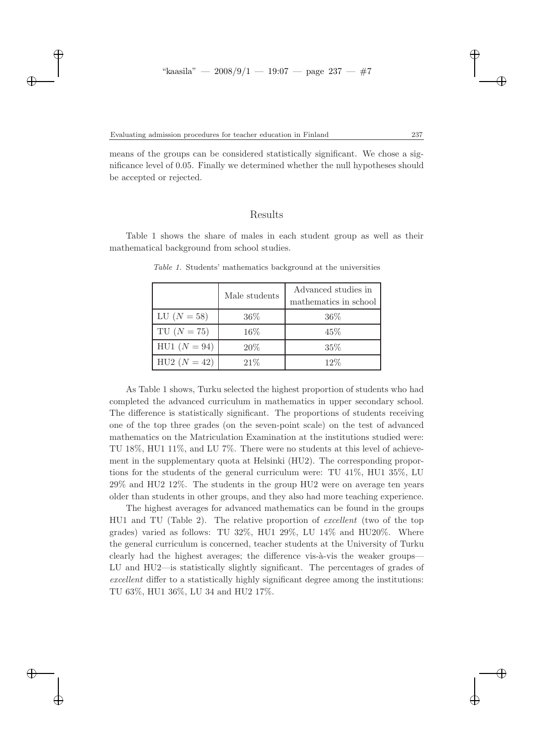means of the groups can be considered statistically significant. We chose a significance level of 0.05. Finally we determined whether the null hypotheses should be accepted or rejected.

## Results

Table 1 shows the share of males in each student group as well as their mathematical background from school studies.

*Table 1.* Students' mathematics background at the universities

| | Male students | Advanced studies in mathematics in school |
|---|---|---|
| LU ($N = 58$) | 36% | 36% |
| TU ($N = 75$) | 16% | 45% |
| HU1 ($N = 94$) | 20% | 35% |
| HU2 ($N = 42$) | 21% | 12% |

As Table 1 shows, Turku selected the highest proportion of students who had completed the advanced curriculum in mathematics in upper secondary school. The difference is statistically significant. The proportions of students receiving one of the top three grades (on the seven-point scale) on the test of advanced mathematics on the Matriculation Examination at the institutions studied were: TU 18%, HU1 11%, and LU 7%. There were no students at this level of achievement in the supplementary quota at Helsinki (HU2). The corresponding proportions for the students of the general curriculum were: TU 41%, HU1 35%, LU 29% and HU2 12%. The students in the group HU2 were on average ten years older than students in other groups, and they also had more teaching experience.

The highest averages for advanced mathematics can be found in the groups HU1 and TU (Table 2). The relative proportion of *excellent* (two of the top grades) varied as follows: TU 32%, HU1 29%, LU 14% and HU20%. Where the general curriculum is concerned, teacher students at the University of Turku clearly had the highest averages; the difference vis-à-vis the weaker groups—LU and HU2—is statistically slightly significant. The percentages of grades of *excellent* differ to a statistically highly significant degree among the institutions: TU 63%, HU1 36%, LU 34 and HU2 17%.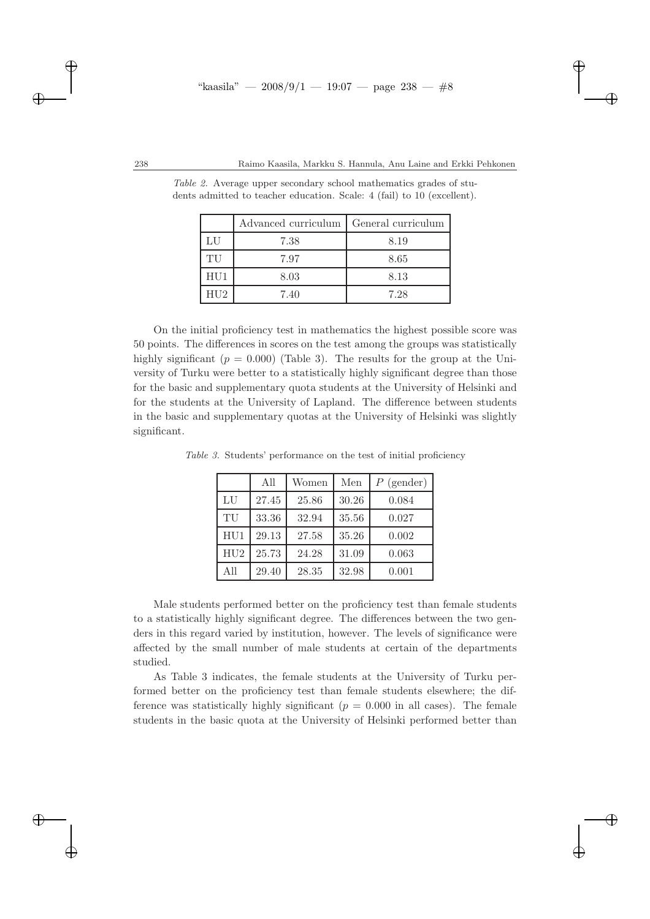*Table 2.* Average upper secondary school mathematics grades of students admitted to teacher education. Scale: 4 (fail) to 10 (excellent).

| | Advanced curriculum | General curriculum |
|---|---|---|
| LU | 7.38 | 8.19 |
| TU | 7.97 | 8.65 |
| HU1 | 8.03 | 8.13 |
| HU2 | 7.40 | 7.28 |

On the initial proficiency test in mathematics the highest possible score was 50 points. The differences in scores on the test among the groups was statistically highly significant ($p = 0.000$) (Table 3). The results for the group at the University of Turku were better to a statistically highly significant degree than those for the basic and supplementary quota students at the University of Helsinki and for the students at the University of Lapland. The difference between students in the basic and supplementary quotas at the University of Helsinki was slightly significant.

*Table 3.* Students' performance on the test of initial proficiency

| | All | Women | Men | $P$ (gender) |
|---|---|---|---|---|
| LU | 27.45 | 25.86 | 30.26 | 0.084 |
| TU | 33.36 | 32.94 | 35.56 | 0.027 |
| HU1 | 29.13 | 27.58 | 35.26 | 0.002 |
| HU2 | 25.73 | 24.28 | 31.09 | 0.063 |
| All | 29.40 | 28.35 | 32.98 | 0.001 |

Male students performed better on the proficiency test than female students to a statistically highly significant degree. The differences between the two genders in this regard varied by institution, however. The levels of significance were affected by the small number of male students at certain of the departments studied.

As Table 3 indicates, the female students at the University of Turku performed better on the proficiency test than female students elsewhere; the difference was statistically highly significant ($p = 0.000$ in all cases). The female students in the basic quota at the University of Helsinki performed better than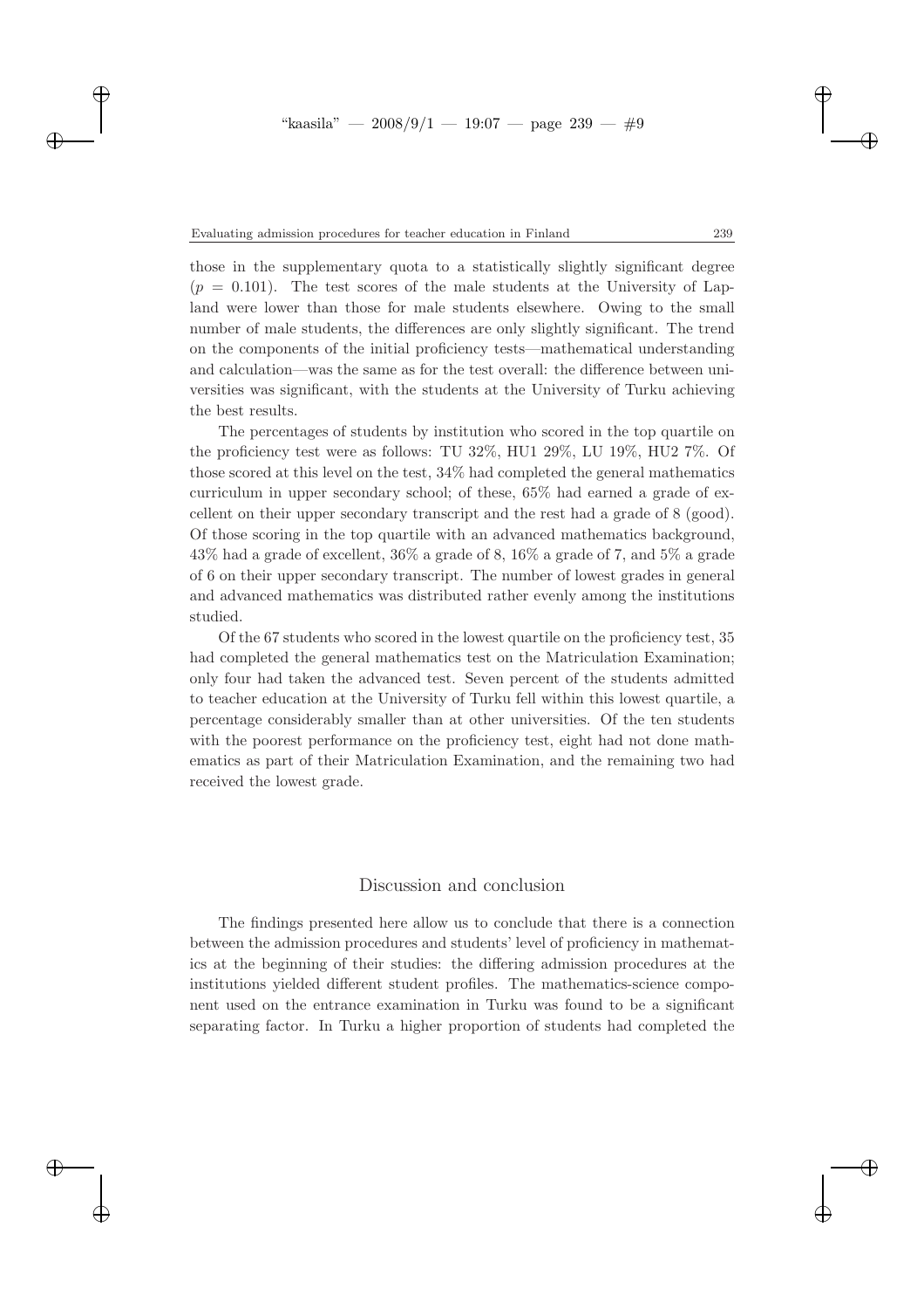those in the supplementary quota to a statistically slightly significant degree ($p = 0.101$). The test scores of the male students at the University of Lapland were lower than those for male students elsewhere. Owing to the small number of male students, the differences are only slightly significant. The trend on the components of the initial proficiency tests—mathematical understanding and calculation—was the same as for the test overall: the difference between universities was significant, with the students at the University of Turku achieving the best results.

The percentages of students by institution who scored in the top quartile on the proficiency test were as follows: TU 32%, HU1 29%, LU 19%, HU2 7%. Of those scored at this level on the test, 34% had completed the general mathematics curriculum in upper secondary school; of these, 65% had earned a grade of excellent on their upper secondary transcript and the rest had a grade of 8 (good). Of those scoring in the top quartile with an advanced mathematics background, 43% had a grade of excellent, 36% a grade of 8, 16% a grade of 7, and 5% a grade of 6 on their upper secondary transcript. The number of lowest grades in general and advanced mathematics was distributed rather evenly among the institutions studied.

Of the 67 students who scored in the lowest quartile on the proficiency test, 35 had completed the general mathematics test on the Matriculation Examination; only four had taken the advanced test. Seven percent of the students admitted to teacher education at the University of Turku fell within this lowest quartile, a percentage considerably smaller than at other universities. Of the ten students with the poorest performance on the proficiency test, eight had not done mathematics as part of their Matriculation Examination, and the remaining two had received the lowest grade.

## Discussion and conclusion

The findings presented here allow us to conclude that there is a connection between the admission procedures and students' level of proficiency in mathematics at the beginning of their studies: the differing admission procedures at the institutions yielded different student profiles. The mathematics-science component used on the entrance examination in Turku was found to be a significant separating factor. In Turku a higher proportion of students had completed the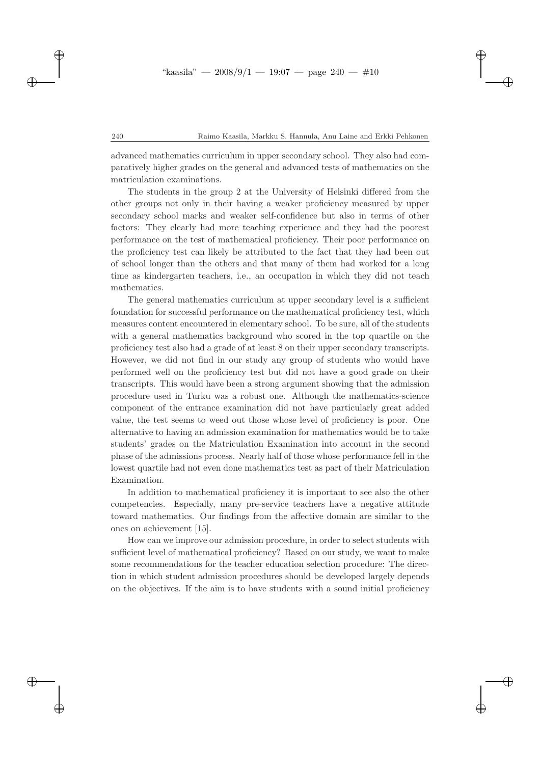advanced mathematics curriculum in upper secondary school. They also had comparatively higher grades on the general and advanced tests of mathematics on the matriculation examinations.

The students in the group 2 at the University of Helsinki differed from the other groups not only in their having a weaker proficiency measured by upper secondary school marks and weaker self-confidence but also in terms of other factors: They clearly had more teaching experience and they had the poorest performance on the test of mathematical proficiency. Their poor performance on the proficiency test can likely be attributed to the fact that they had been out of school longer than the others and that many of them had worked for a long time as kindergarten teachers, i.e., an occupation in which they did not teach mathematics.

The general mathematics curriculum at upper secondary level is a sufficient foundation for successful performance on the mathematical proficiency test, which measures content encountered in elementary school. To be sure, all of the students with a general mathematics background who scored in the top quartile on the proficiency test also had a grade of at least 8 on their upper secondary transcripts. However, we did not find in our study any group of students who would have performed well on the proficiency test but did not have a good grade on their transcripts. This would have been a strong argument showing that the admission procedure used in Turku was a robust one. Although the mathematics-science component of the entrance examination did not have particularly great added value, the test seems to weed out those whose level of proficiency is poor. One alternative to having an admission examination for mathematics would be to take students' grades on the Matriculation Examination into account in the second phase of the admissions process. Nearly half of those whose performance fell in the lowest quartile had not even done mathematics test as part of their Matriculation Examination.

In addition to mathematical proficiency it is important to see also the other competencies. Especially, many pre-service teachers have a negative attitude toward mathematics. Our findings from the affective domain are similar to the ones on achievement [15].

How can we improve our admission procedure, in order to select students with sufficient level of mathematical proficiency? Based on our study, we want to make some recommendations for the teacher education selection procedure: The direction in which student admission procedures should be developed largely depends on the objectives. If the aim is to have students with a sound initial proficiency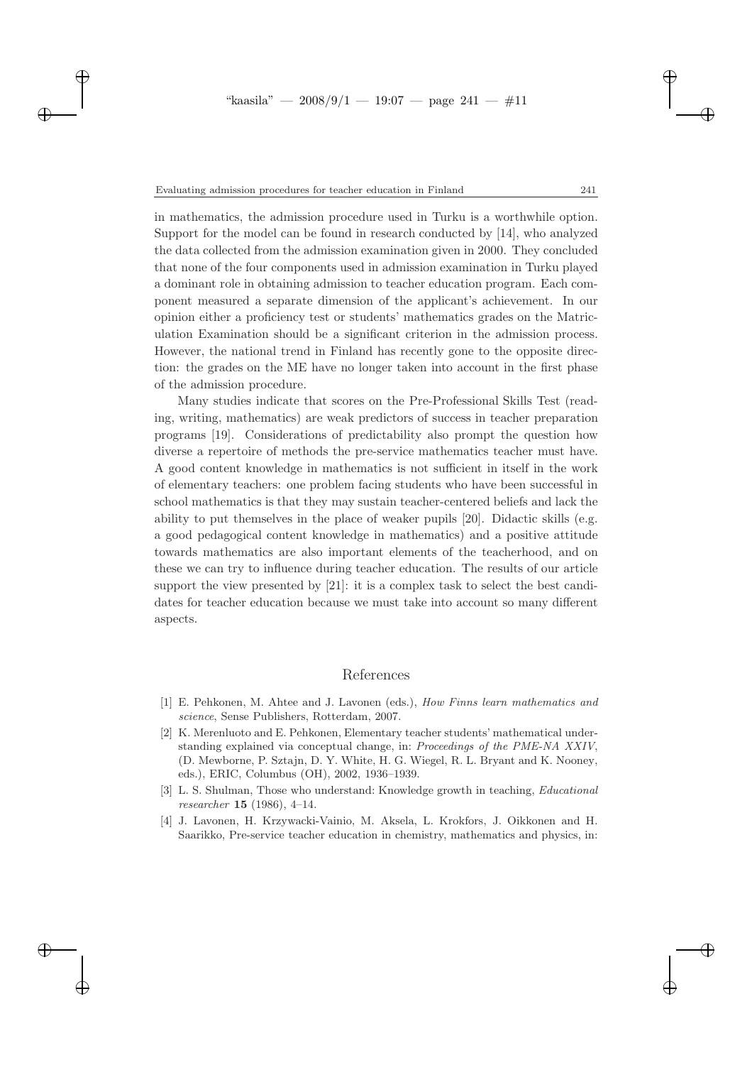in mathematics, the admission procedure used in Turku is a worthwhile option. Support for the model can be found in research conducted by [14], who analyzed the data collected from the admission examination given in 2000. They concluded that none of the four components used in admission examination in Turku played a dominant role in obtaining admission to teacher education program. Each component measured a separate dimension of the applicant's achievement. In our opinion either a proficiency test or students' mathematics grades on the Matriculation Examination should be a significant criterion in the admission process. However, the national trend in Finland has recently gone to the opposite direction: the grades on the ME have no longer taken into account in the first phase of the admission procedure.

Many studies indicate that scores on the Pre-Professional Skills Test (reading, writing, mathematics) are weak predictors of success in teacher preparation programs [19]. Considerations of predictability also prompt the question how diverse a repertoire of methods the pre-service mathematics teacher must have. A good content knowledge in mathematics is not sufficient in itself in the work of elementary teachers: one problem facing students who have been successful in school mathematics is that they may sustain teacher-centered beliefs and lack the ability to put themselves in the place of weaker pupils [20]. Didactic skills (e.g. a good pedagogical content knowledge in mathematics) and a positive attitude towards mathematics are also important elements of the teacherhood, and on these we can try to influence during teacher education. The results of our article support the view presented by [21]: it is a complex task to select the best candidates for teacher education because we must take into account so many different aspects.

## References

[1] E. Pehkonen, M. Ahtee and J. Lavonen (eds.), *How Finns learn mathematics and science*, Sense Publishers, Rotterdam, 2007.

[2] K. Merenluoto and E. Pehkonen, Elementary teacher students' mathematical understanding explained via conceptual change, in: *Proceedings of the PME-NA XXIV*, (D. Mewborne, P. Sztajn, D. Y. White, H. G. Wiegel, R. L. Bryant and K. Nooney, eds.), ERIC, Columbus (OH), 2002, 1936–1939.

[3] L. S. Shulman, Those who understand: Knowledge growth in teaching, *Educational researcher* **15** (1986), 4–14.

[4] J. Lavonen, H. Krzywacki-Vainio, M. Aksela, L. Krokfors, J. Oikkonen and H. Saarikko, Pre-service teacher education in chemistry, mathematics and physics, in: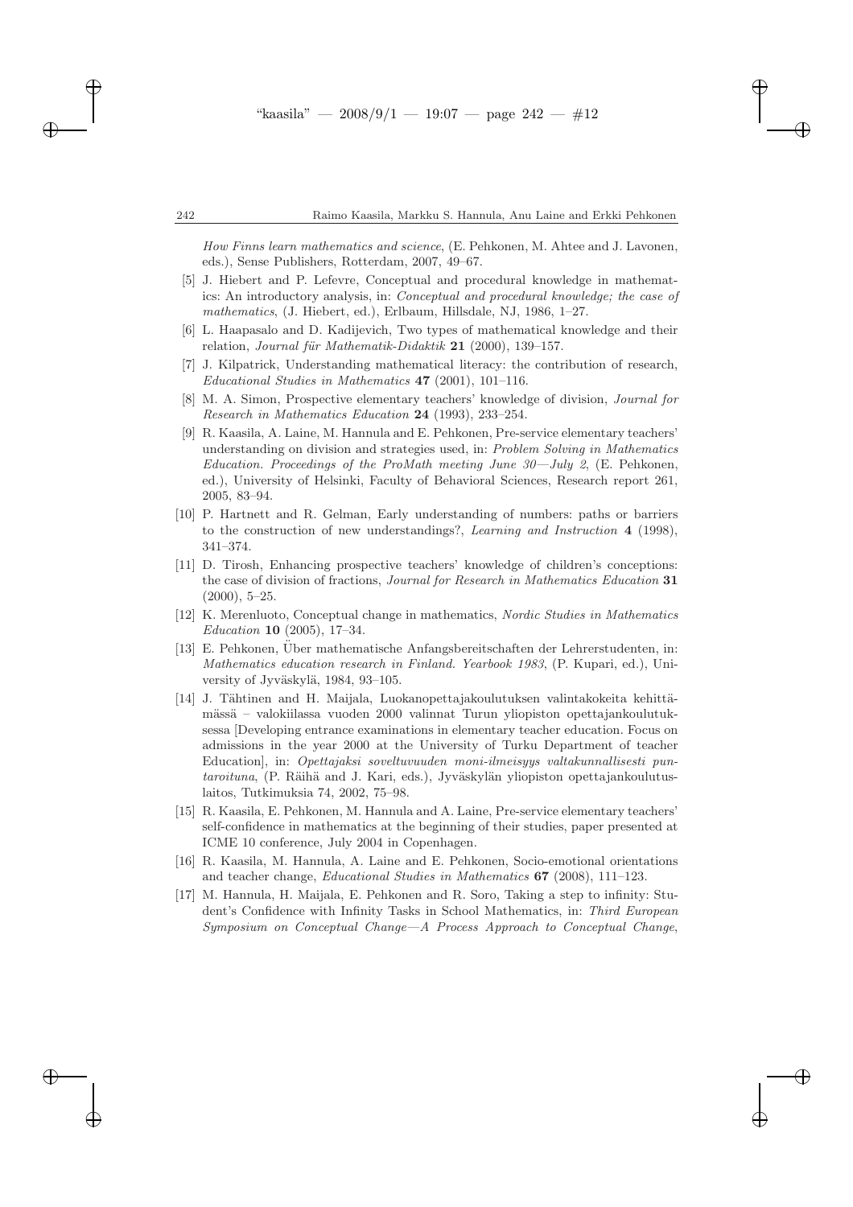*How Finns learn mathematics and science*, (E. Pehkonen, M. Ahtee and J. Lavonen, eds.), Sense Publishers, Rotterdam, 2007, 49–67.

[5] J. Hiebert and P. Lefevre, Conceptual and procedural knowledge in mathematics: An introductory analysis, in: *Conceptual and procedural knowledge; the case of mathematics*, (J. Hiebert, ed.), Erlbaum, Hillsdale, NJ, 1986, 1–27.

[6] L. Haapasalo and D. Kadijevich, Two types of mathematical knowledge and their relation, *Journal für Mathematik-Didaktik* **21** (2000), 139–157.

[7] J. Kilpatrick, Understanding mathematical literacy: the contribution of research, *Educational Studies in Mathematics* **47** (2001), 101–116.

[8] M. A. Simon, Prospective elementary teachers' knowledge of division, *Journal for Research in Mathematics Education* **24** (1993), 233–254.

[9] R. Kaasila, A. Laine, M. Hannula and E. Pehkonen, Pre-service elementary teachers' understanding on division and strategies used, in: *Problem Solving in Mathematics Education. Proceedings of the ProMath meeting June 30—July 2*, (E. Pehkonen, ed.), University of Helsinki, Faculty of Behavioral Sciences, Research report 261, 2005, 83–94.

[10] P. Hartnett and R. Gelman, Early understanding of numbers: paths or barriers to the construction of new understandings?, *Learning and Instruction* **4** (1998), 341–374.

[11] D. Tirosh, Enhancing prospective teachers' knowledge of children's conceptions: the case of division of fractions, *Journal for Research in Mathematics Education* **31** (2000), 5–25.

[12] K. Merenluoto, Conceptual change in mathematics, *Nordic Studies in Mathematics Education* **10** (2005), 17–34.

[13] E. Pehkonen, Über mathematische Anfangsbereitschaften der Lehrerstudenten, in: *Mathematics education research in Finland. Yearbook 1983*, (P. Kupari, ed.), University of Jyväskylä, 1984, 93–105.

[14] J. Tähtinen and H. Maijala, Luokanopettajakoulutuksen valintakokeita kehittämässä – valokiilassa vuoden 2000 valinnat Turun yliopiston opettajankoulutuksessa [Developing entrance examinations in elementary teacher education. Focus on admissions in the year 2000 at the University of Turku Department of teacher Education], in: *Opettajaksi soveltuvuuden moni-ilmeisyys valtakunnallisesti puntaroituna*, (P. Räihä and J. Kari, eds.), Jyväskylän yliopiston opettajankoulutuslaitos, Tutkimuksia 74, 2002, 75–98.

[15] R. Kaasila, E. Pehkonen, M. Hannula and A. Laine, Pre-service elementary teachers' self-confidence in mathematics at the beginning of their studies, paper presented at ICME 10 conference, July 2004 in Copenhagen.

[16] R. Kaasila, M. Hannula, A. Laine and E. Pehkonen, Socio-emotional orientations and teacher change, *Educational Studies in Mathematics* **67** (2008), 111–123.

[17] M. Hannula, H. Maijala, E. Pehkonen and R. Soro, Taking a step to infinity: Student's Confidence with Infinity Tasks in School Mathematics, in: *Third European Symposium on Conceptual Change—A Process Approach to Conceptual Change*,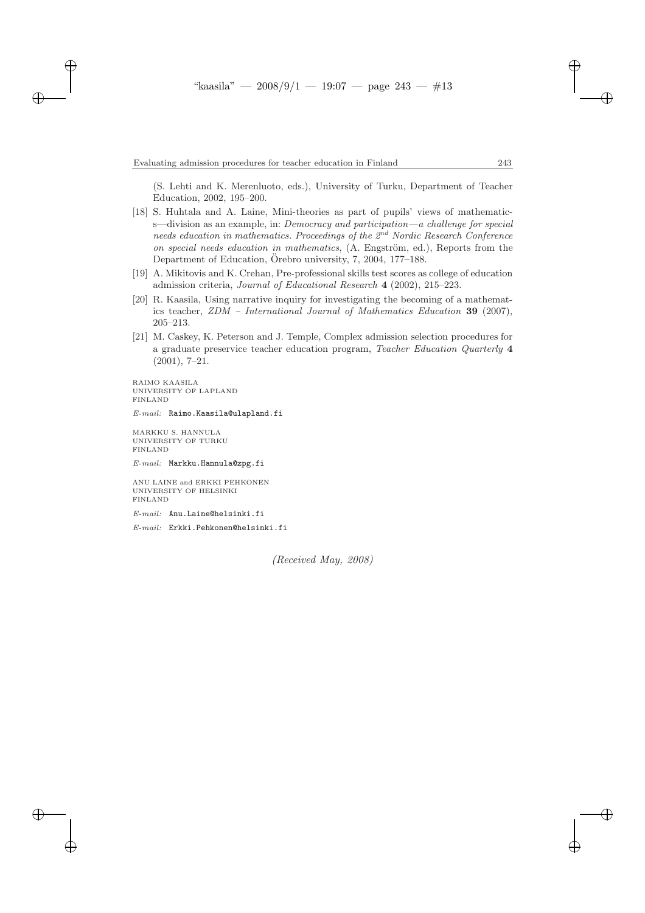(S. Lehti and K. Merenluoto, eds.), University of Turku, Department of Teacher Education, 2002, 195–200.

[18] S. Huhtala and A. Laine, Mini-theories as part of pupils' views of mathematics—division as an example, in: *Democracy and participation—a challenge for special needs education in mathematics. Proceedings of the 2nd Nordic Research Conference on special needs education in mathematics*, (A. Engström, ed.), Reports from the Department of Education, Örebro university, 7, 2004, 177–188.

[19] A. Mikitovis and K. Crehan, Pre-professional skills test scores as college of education admission criteria, *Journal of Educational Research* **4** (2002), 215–223.

[20] R. Kaasila, Using narrative inquiry for investigating the becoming of a mathematics teacher, *ZDM – International Journal of Mathematics Education* **39** (2007), 205–213.

[21] M. Caskey, K. Peterson and J. Temple, Complex admission selection procedures for a graduate preservice teacher education program, *Teacher Education Quarterly* **4** (2001), 7–21.

RAIMO KAASILA
UNIVERSITY OF LAPLAND
FINLAND

*E-mail:* Raimo.Kaasila@ulapland.fi

MARKKU S. HANNULA
UNIVERSITY OF TURKU
FINLAND

*E-mail:* Markku.Hannula@zpg.fi

ANU LAINE and ERKKI PEHKONEN
UNIVERSITY OF HELSINKI
FINLAND

*E-mail:* Anu.Laine@helsinki.fi

*E-mail:* Erkki.Pehkonen@helsinki.fi

*(Received May, 2008)*